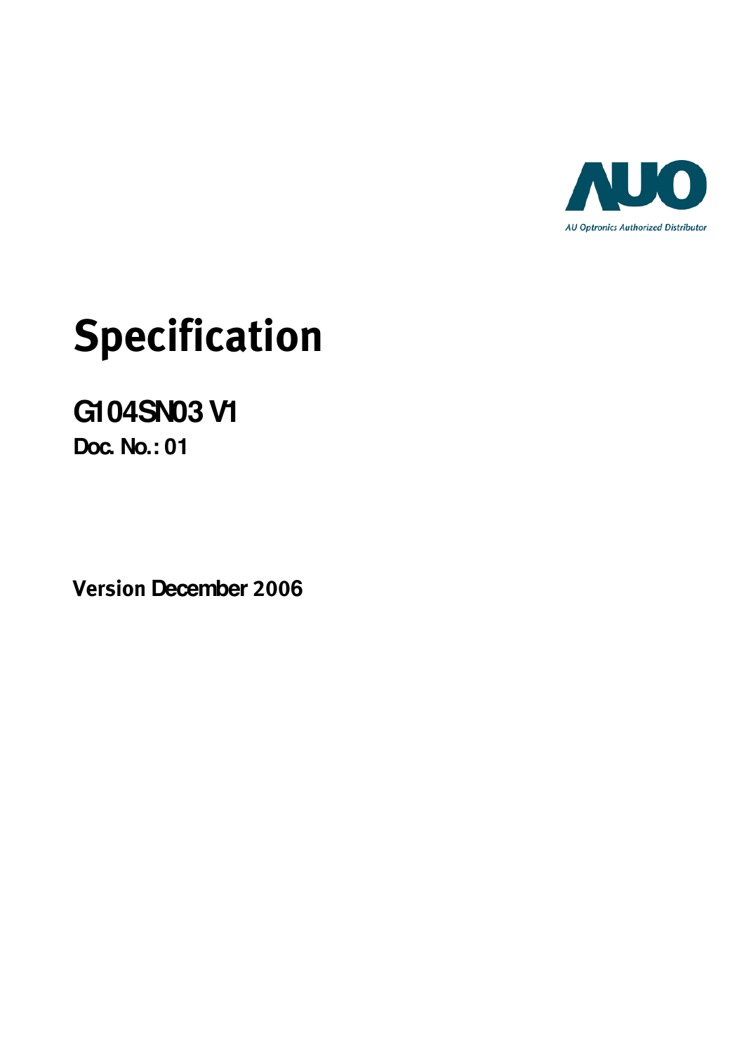AUO

AU Optronics Authorized Distributor

# Specification

## G104SN03 V1

**Doc. No.: 01**

**Version December 2006**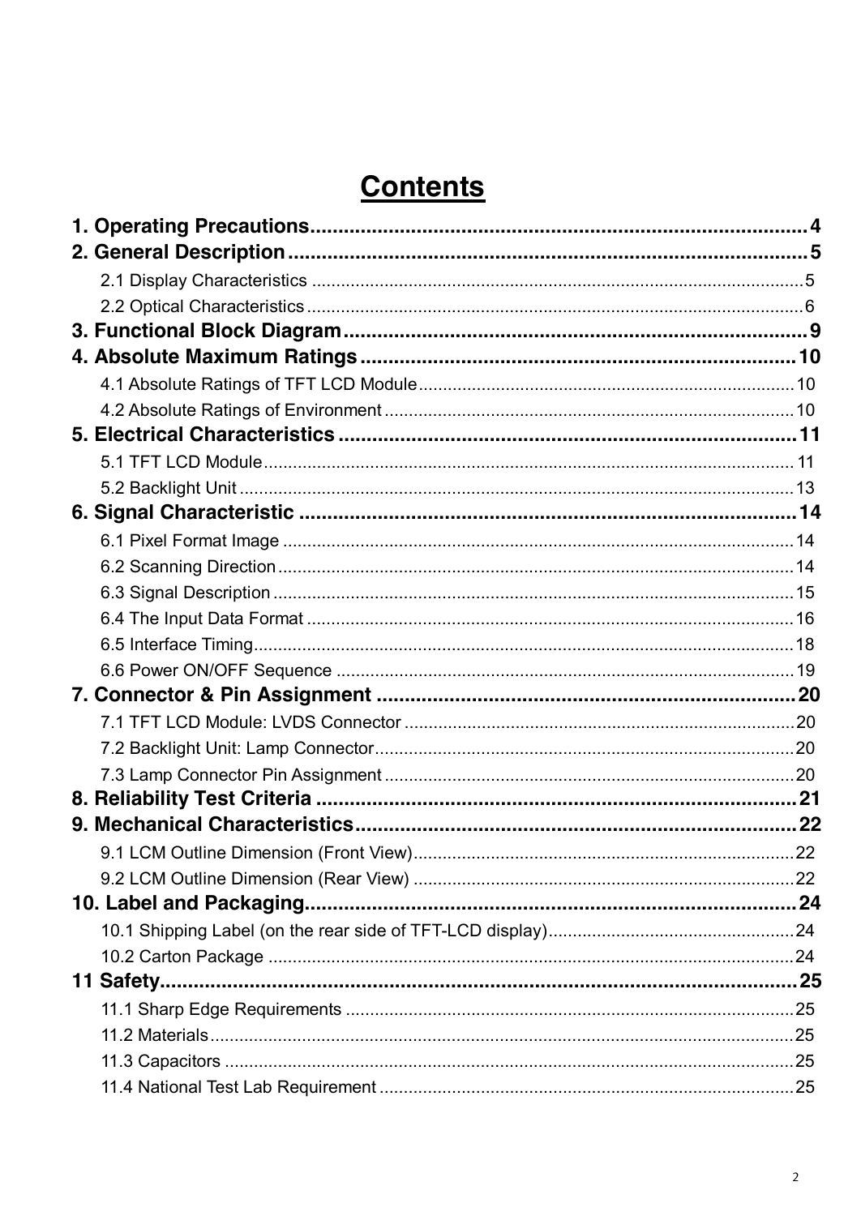# Contents

**1. Operating Precautions........................................................................................4**

**2. General Description............................................................................................5**

- 2.1 Display Characteristics ....................................................................................................5
- 2.2 Optical Characteristics.....................................................................................................6

**3. Functional Block Diagram...................................................................................9**

**4. Absolute Maximum Ratings..............................................................................10**

- 4.1 Absolute Ratings of TFT LCD Module.............................................................................10
- 4.2 Absolute Ratings of Environment....................................................................................10

**5. Electrical Characteristics .................................................................................11**

- 5.1 TFT LCD Module............................................................................................................. 11
- 5.2 Backlight Unit ..................................................................................................................13

**6. Signal Characteristic ........................................................................................14**

- 6.1 Pixel Format Image .........................................................................................................14
- 6.2 Scanning Direction..........................................................................................................14
- 6.3 Signal Description ...........................................................................................................15
- 6.4 The Input Data Format ....................................................................................................16
- 6.5 Interface Timing...............................................................................................................18
- 6.6 Power ON/OFF Sequence ..............................................................................................19

**7. Connector & Pin Assignment ..........................................................................20**

- 7.1 TFT LCD Module: LVDS Connector ................................................................................20
- 7.2 Backlight Unit: Lamp Connector......................................................................................20
- 7.3 Lamp Connector Pin Assignment ....................................................................................20

**8. Reliability Test Criteria .....................................................................................21**

**9. Mechanical Characteristics..............................................................................22**

- 9.1 LCM Outline Dimension (Front View)..............................................................................22
- 9.2 LCM Outline Dimension (Rear View) ..............................................................................22

**10. Label and Packaging.......................................................................................24**

- 10.1 Shipping Label (on the rear side of TFT-LCD display)..................................................24
- 10.2 Carton Package ............................................................................................................24

**11 Safety.................................................................................................................25**

- 11.1 Sharp Edge Requirements ............................................................................................25
- 11.2 Materials........................................................................................................................25
- 11.3 Capacitors .....................................................................................................................25
- 11.4 National Test Lab Requirement .....................................................................................25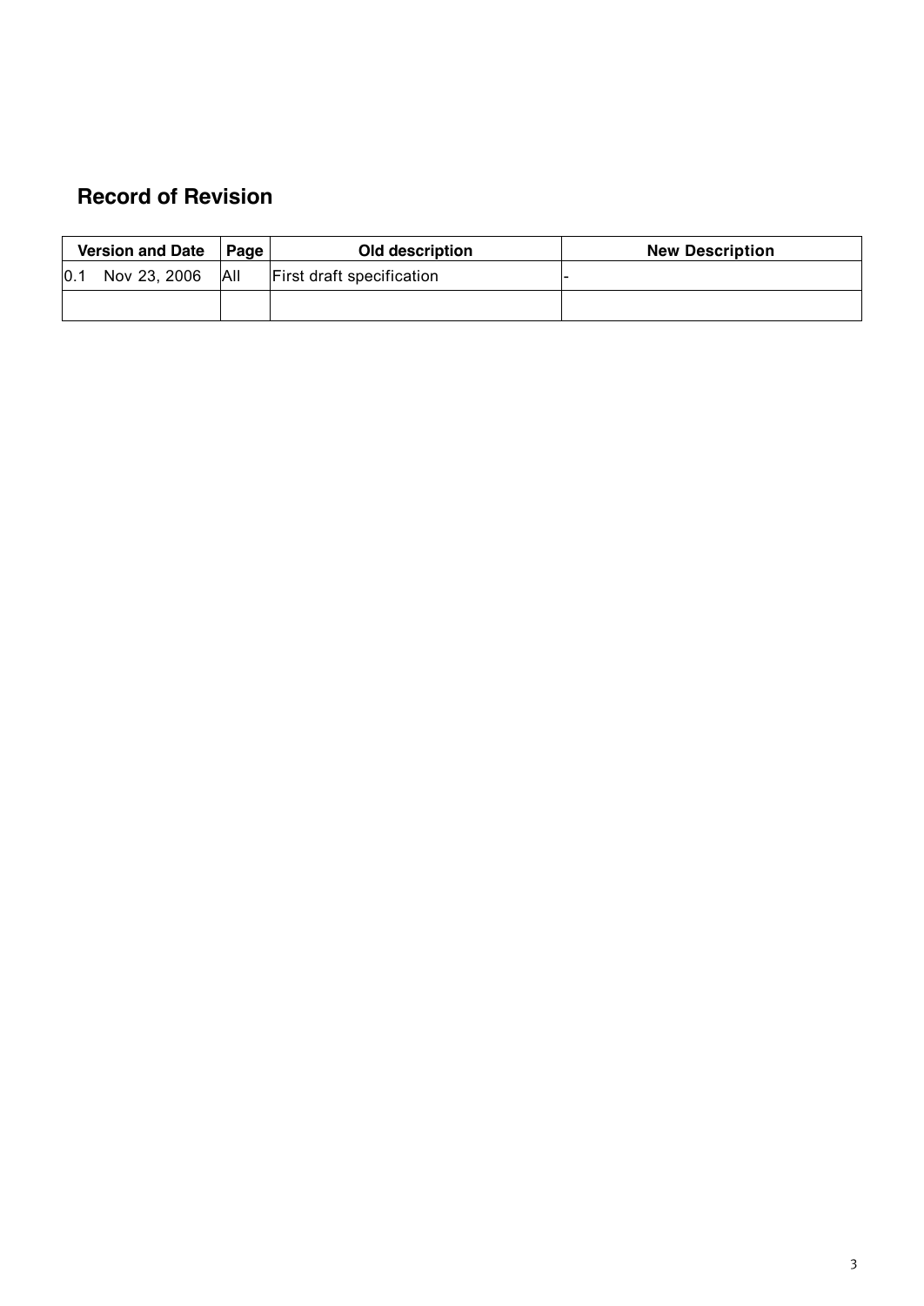## Record of Revision

| Version and Date | Page | Old description | New Description |
|---|---|---|---|
| 0.1 Nov 23, 2006 | All | First draft specification | - |
| | | | |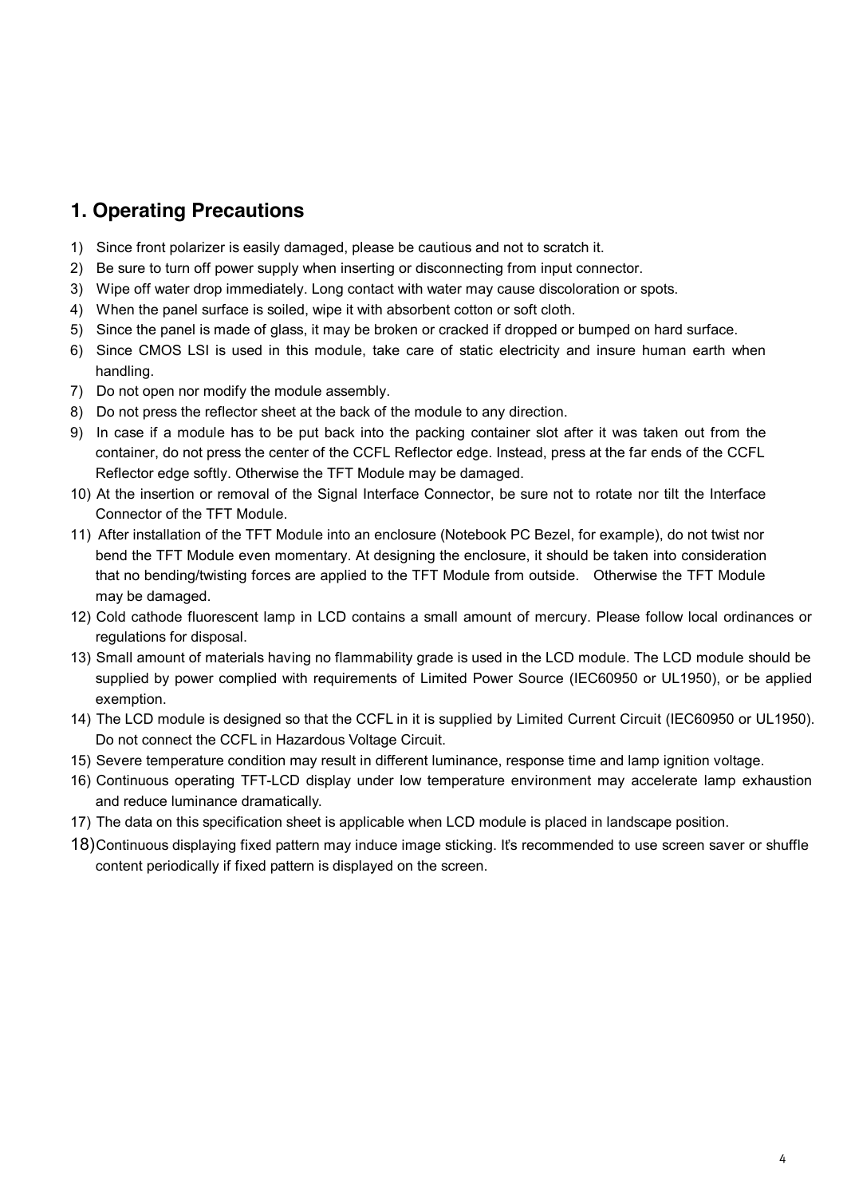## 1. Operating Precautions

1) Since front polarizer is easily damaged, please be cautious and not to scratch it.
2) Be sure to turn off power supply when inserting or disconnecting from input connector.
3) Wipe off water drop immediately. Long contact with water may cause discoloration or spots.
4) When the panel surface is soiled, wipe it with absorbent cotton or soft cloth.
5) Since the panel is made of glass, it may be broken or cracked if dropped or bumped on hard surface.
6) Since CMOS LSI is used in this module, take care of static electricity and insure human earth when handling.
7) Do not open nor modify the module assembly.
8) Do not press the reflector sheet at the back of the module to any direction.
9) In case if a module has to be put back into the packing container slot after it was taken out from the container, do not press the center of the CCFL Reflector edge. Instead, press at the far ends of the CCFL Reflector edge softly. Otherwise the TFT Module may be damaged.
10) At the insertion or removal of the Signal Interface Connector, be sure not to rotate nor tilt the Interface Connector of the TFT Module.
11) After installation of the TFT Module into an enclosure (Notebook PC Bezel, for example), do not twist nor bend the TFT Module even momentary. At designing the enclosure, it should be taken into consideration that no bending/twisting forces are applied to the TFT Module from outside. Otherwise the TFT Module may be damaged.
12) Cold cathode fluorescent lamp in LCD contains a small amount of mercury. Please follow local ordinances or regulations for disposal.
13) Small amount of materials having no flammability grade is used in the LCD module. The LCD module should be supplied by power complied with requirements of Limited Power Source (IEC60950 or UL1950), or be applied exemption.
14) The LCD module is designed so that the CCFL in it is supplied by Limited Current Circuit (IEC60950 or UL1950). Do not connect the CCFL in Hazardous Voltage Circuit.
15) Severe temperature condition may result in different luminance, response time and lamp ignition voltage.
16) Continuous operating TFT-LCD display under low temperature environment may accelerate lamp exhaustion and reduce luminance dramatically.
17) The data on this specification sheet is applicable when LCD module is placed in landscape position.
18) Continuous displaying fixed pattern may induce image sticking. It's recommended to use screen saver or shuffle content periodically if fixed pattern is displayed on the screen.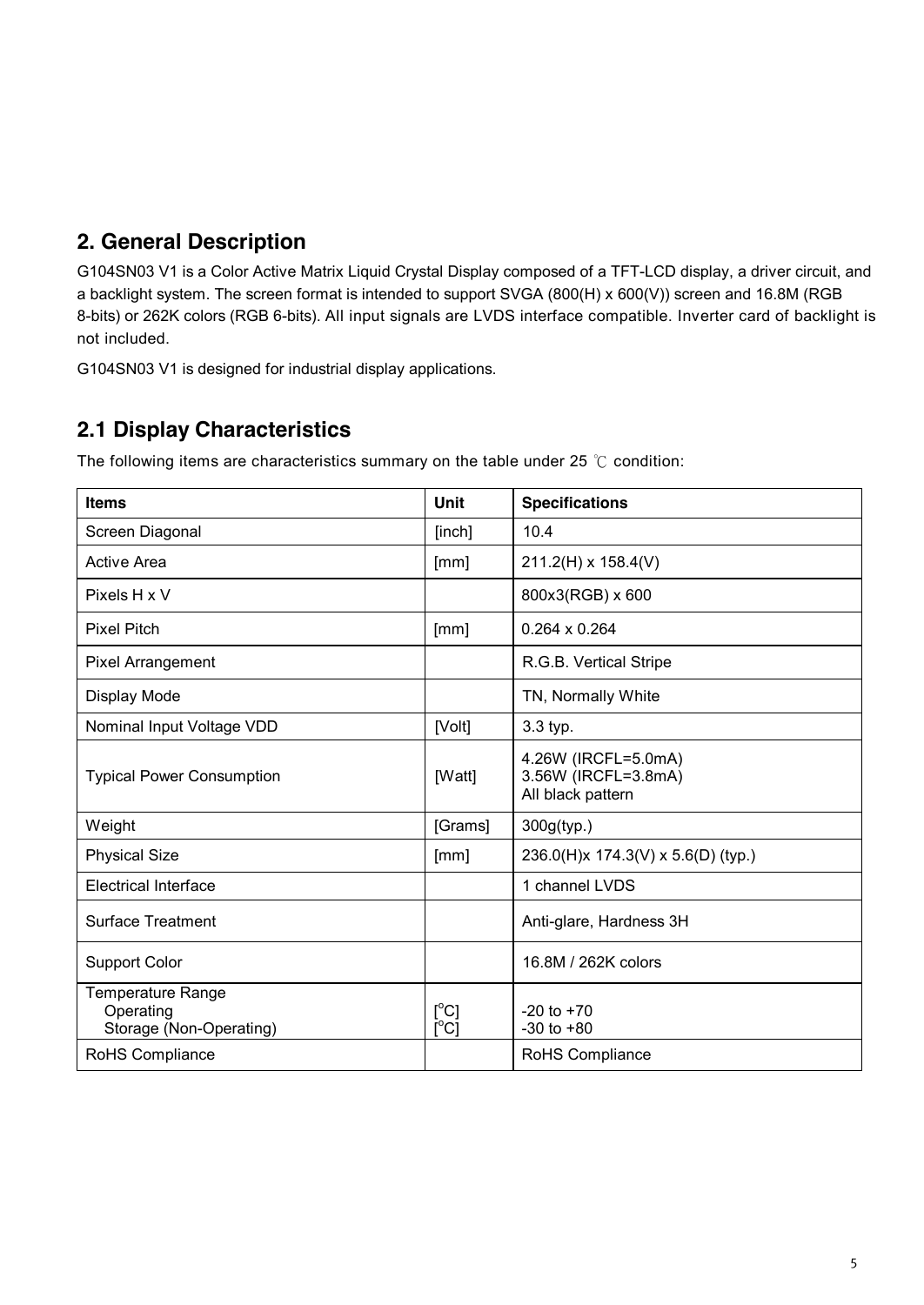## 2. General Description

G104SN03 V1 is a Color Active Matrix Liquid Crystal Display composed of a TFT-LCD display, a driver circuit, and a backlight system. The screen format is intended to support SVGA (800(H) x 600(V)) screen and 16.8M (RGB 8-bits) or 262K colors (RGB 6-bits). All input signals are LVDS interface compatible. Inverter card of backlight is not included.

G104SN03 V1 is designed for industrial display applications.

## 2.1 Display Characteristics

The following items are characteristics summary on the table under 25 ℃ condition:

| Items | Unit | Specifications |
|---|---|---|
| Screen Diagonal | [inch] | 10.4 |
| Active Area | [mm] | 211.2(H) x 158.4(V) |
| Pixels H x V | | 800x3(RGB) x 600 |
| Pixel Pitch | [mm] | 0.264 x 0.264 |
| Pixel Arrangement | | R.G.B. Vertical Stripe |
| Display Mode | | TN, Normally White |
| Nominal Input Voltage VDD | [Volt] | 3.3 typ. |
| Typical Power Consumption | [Watt] | 4.26W (IRCFL=5.0mA)<br>3.56W (IRCFL=3.8mA)<br>All black pattern |
| Weight | [Grams] | 300g(typ.) |
| Physical Size | [mm] | 236.0(H)x 174.3(V) x 5.6(D) (typ.) |
| Electrical Interface | | 1 channel LVDS |
| Surface Treatment | | Anti-glare, Hardness 3H |
| Support Color | | 16.8M / 262K colors |
| Temperature Range<br>Operating<br>Storage (Non-Operating) | <br>[°C]<br>[°C] | <br>-20 to +70<br>-30 to +80 |
| RoHS Compliance | | RoHS Compliance |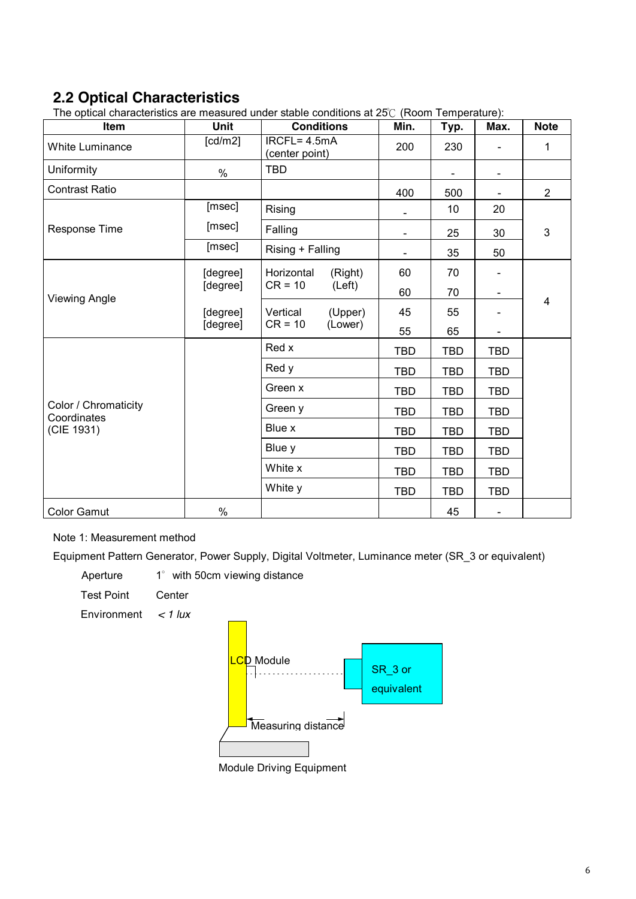## 2.2 Optical Characteristics

The optical characteristics are measured under stable conditions at 25℃ (Room Temperature):

| Item | Unit | Conditions | Min. | Typ. | Max. | Note |
|---|---|---|---|---|---|---|
| White Luminance | [cd/m2] | IRCFL= 4.5mA (center point) | 200 | 230 | - | 1 |
| Uniformity | % | TBD | | - | - | |
| Contrast Ratio | | | 400 | 500 | - | 2 |
| Response Time | [msec] | Rising | - | 10 | 20 | 3 |
| | [msec] | Falling | - | 25 | 30 | |
| | [msec] | Rising + Falling | - | 35 | 50 | |
| Viewing Angle | [degree] | Horizontal CR = 10 (Right) | 60 | 70 | - | 4 |
| | [degree] | Horizontal CR = 10 (Left) | 60 | 70 | - | |
| | [degree] | Vertical CR = 10 (Upper) | 45 | 55 | - | |
| | [degree] | Vertical CR = 10 (Lower) | 55 | 65 | - | |
| Color / Chromaticity Coordinates (CIE 1931) | | Red x | TBD | TBD | TBD | |
| | | Red y | TBD | TBD | TBD | |
| | | Green x | TBD | TBD | TBD | |
| | | Green y | TBD | TBD | TBD | |
| | | Blue x | TBD | TBD | TBD | |
| | | Blue y | TBD | TBD | TBD | |
| | | White x | TBD | TBD | TBD | |
| | | White y | TBD | TBD | TBD | |
| Color Gamut | % | | | 45 | - | |

Note 1: Measurement method

Equipment Pattern Generator, Power Supply, Digital Voltmeter, Luminance meter (SR_3 or equivalent)

Aperture 1° with 50cm viewing distance

Test Point Center

Environment *< 1 lux*

LCD Module

SR_3 or equivalent

Measuring distance

Module Driving Equipment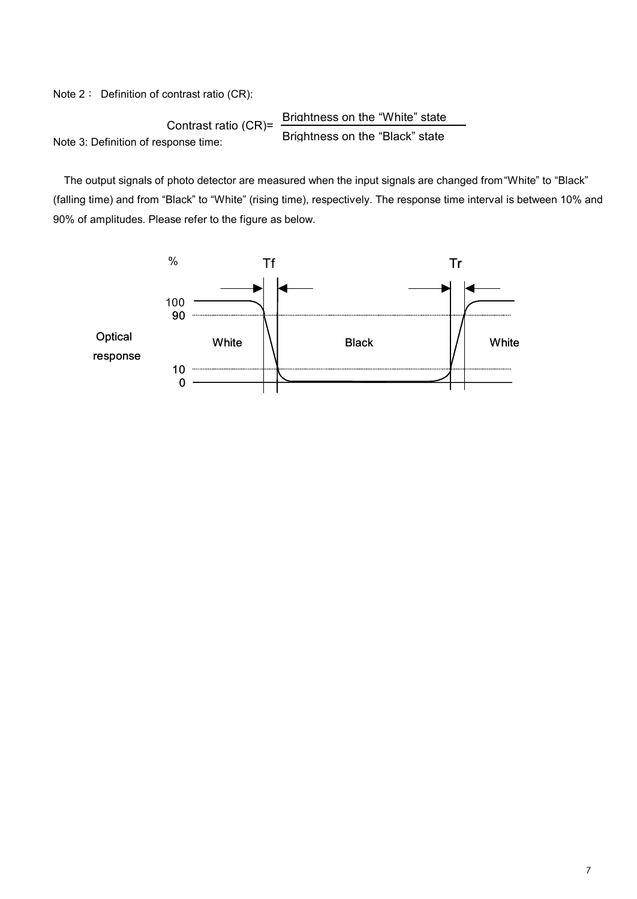Note 2： Definition of contrast ratio (CR):

$$\text{Contrast ratio (CR)} = \frac{\text{Brightness on the "White" state}}{\text{Brightness on the "Black" state}}$$

Note 3: Definition of response time:

The output signals of photo detector are measured when the input signals are changed from "White" to "Black" (falling time) and from "Black" to "White" (rising time), respectively. The response time interval is between 10% and 90% of amplitudes. Please refer to the figure as below.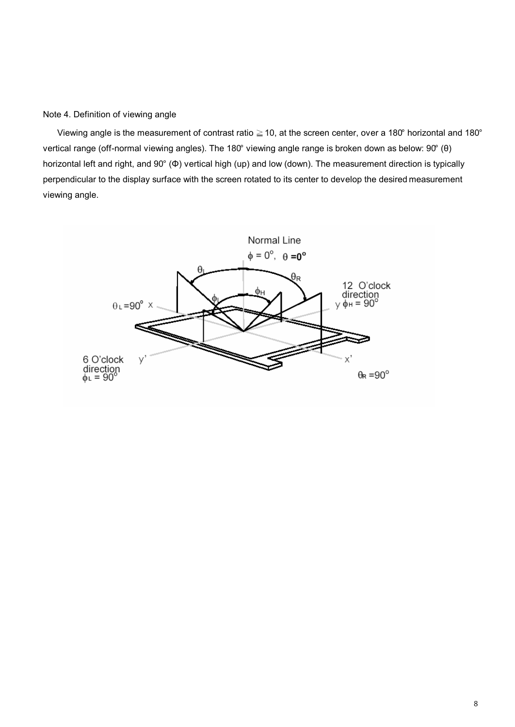Note 4. Definition of viewing angle

Viewing angle is the measurement of contrast ratio ≧ 10, at the screen center, over a 180° horizontal and 180° vertical range (off-normal viewing angles). The 180° viewing angle range is broken down as below: 90° (θ) horizontal left and right, and 90° (Φ) vertical high (up) and low (down). The measurement direction is typically perpendicular to the display surface with the screen rotated to its center to develop the desired measurement viewing angle.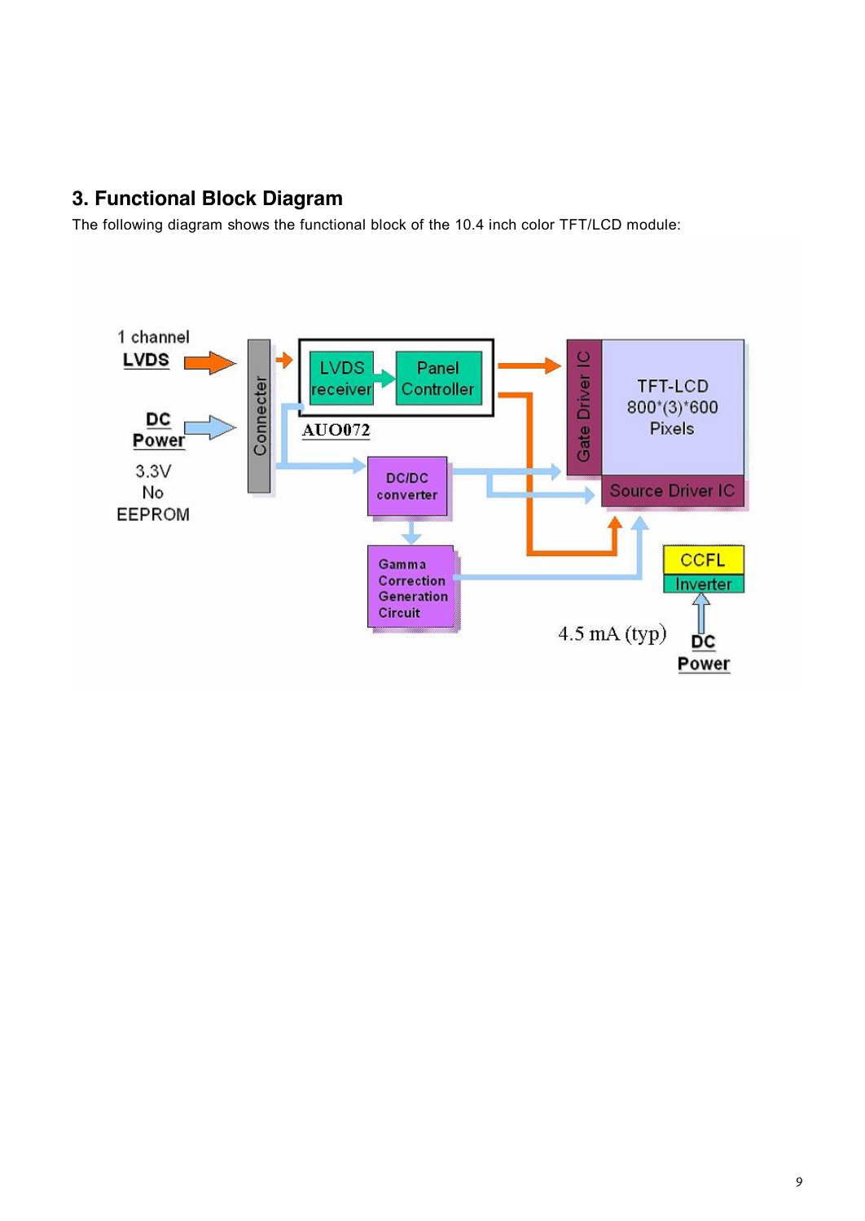## 3. Functional Block Diagram

The following diagram shows the functional block of the 10.4 inch color TFT/LCD module:

1 channel **LVDS**

**DC Power**

3.3V

No

EEPROM

Connecter

LVDS receiver

Panel Controller

AUO072

DC/DC converter

Gamma Correction Generation Circuit

Gate Driver IC

TFT-LCD
800*(3)*600
Pixels

Source Driver IC

CCFL

Inverter

4.5 mA (typ)

**DC Power**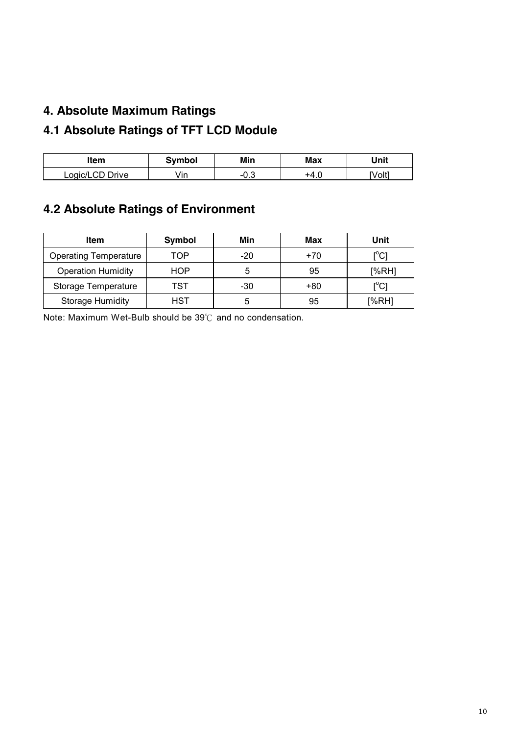# 4. Absolute Maximum Ratings

## 4.1 Absolute Ratings of TFT LCD Module

| Item | Symbol | Min | Max | Unit |
| --- | --- | --- | --- | --- |
| Logic/LCD Drive | Vin | -0.3 | +4.0 | [Volt] |

## 4.2 Absolute Ratings of Environment

| Item | Symbol | Min | Max | Unit |
| --- | --- | --- | --- | --- |
| Operating Temperature | TOP | -20 | +70 | [$^{o}$C] |
| Operation Humidity | HOP | 5 | 95 | [%RH] |
| Storage Temperature | TST | -30 | +80 | [$^{o}$C] |
| Storage Humidity | HST | 5 | 95 | [%RH] |

Note: Maximum Wet-Bulb should be 39℃ and no condensation.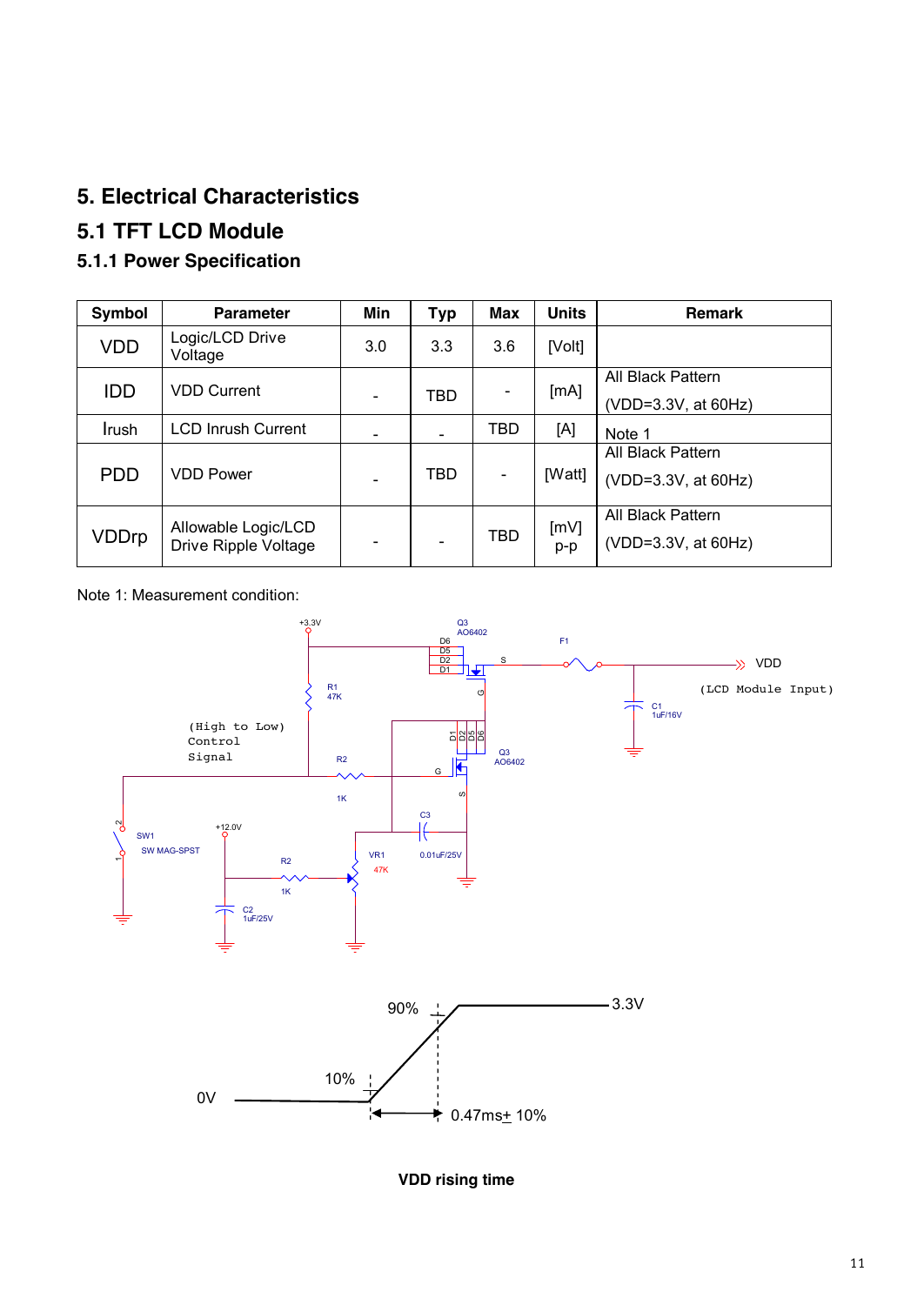## 5. Electrical Characteristics

## 5.1 TFT LCD Module

### 5.1.1 Power Specification

| Symbol | Parameter | Min | Typ | Max | Units | Remark |
|---|---|---|---|---|---|---|
| VDD | Logic/LCD Drive Voltage | 3.0 | 3.3 | 3.6 | [Volt] | |
| IDD | VDD Current | - | TBD | - | [mA] | All Black Pattern (VDD=3.3V, at 60Hz) |
| Irush | LCD Inrush Current | - | - | TBD | [A] | Note 1 |
| PDD | VDD Power | - | TBD | - | [Watt] | All Black Pattern (VDD=3.3V, at 60Hz) |
| VDDrp | Allowable Logic/LCD Drive Ripple Voltage | - | - | TBD | [mV] p-p | All Black Pattern (VDD=3.3V, at 60Hz) |

Note 1: Measurement condition:

+3.3V, Q3 AO6402, F1, VDD (LCD Module Input), R1 47K, C1 1uF/16V, (High to Low) Control Signal, R2 1K, Q3 AO6402, SW1 SW MAG-SPST, +12.0V, R2 1K, VR1 47K, C3 0.01uF/25V, C2 1uF/25V

90%, 3.3V, 10%, 0V, 0.47ms± 10%

**VDD rising time**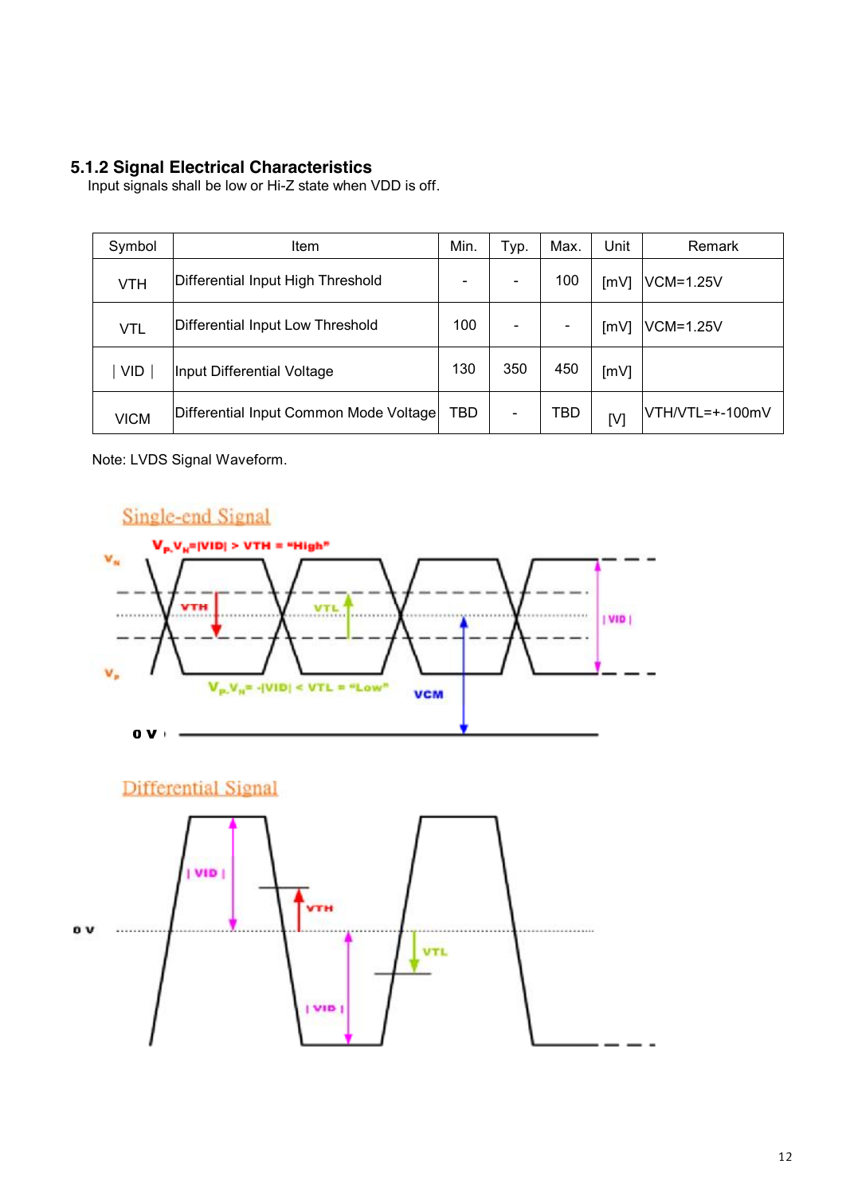### 5.1.2 Signal Electrical Characteristics

Input signals shall be low or Hi-Z state when VDD is off.

| Symbol | Item | Min. | Typ. | Max. | Unit | Remark |
|---|---|---|---|---|---|---|
| VTH | Differential Input High Threshold | - | - | 100 | [mV] | VCM=1.25V |
| VTL | Differential Input Low Threshold | 100 | - | - | [mV] | VCM=1.25V |
| ∣ VID ∣ | Input Differential Voltage | 130 | 350 | 450 | [mV] | |
| VICM | Differential Input Common Mode Voltage | TBD | - | TBD | [V] | VTH/VTL=+-100mV |

Note: LVDS Signal Waveform.

Single-end Signal

$V_P$-$V_N$=|VID| > VTH = "High"

$V_P$-$V_N$= -|VID| < VTL = "Low"

Differential Signal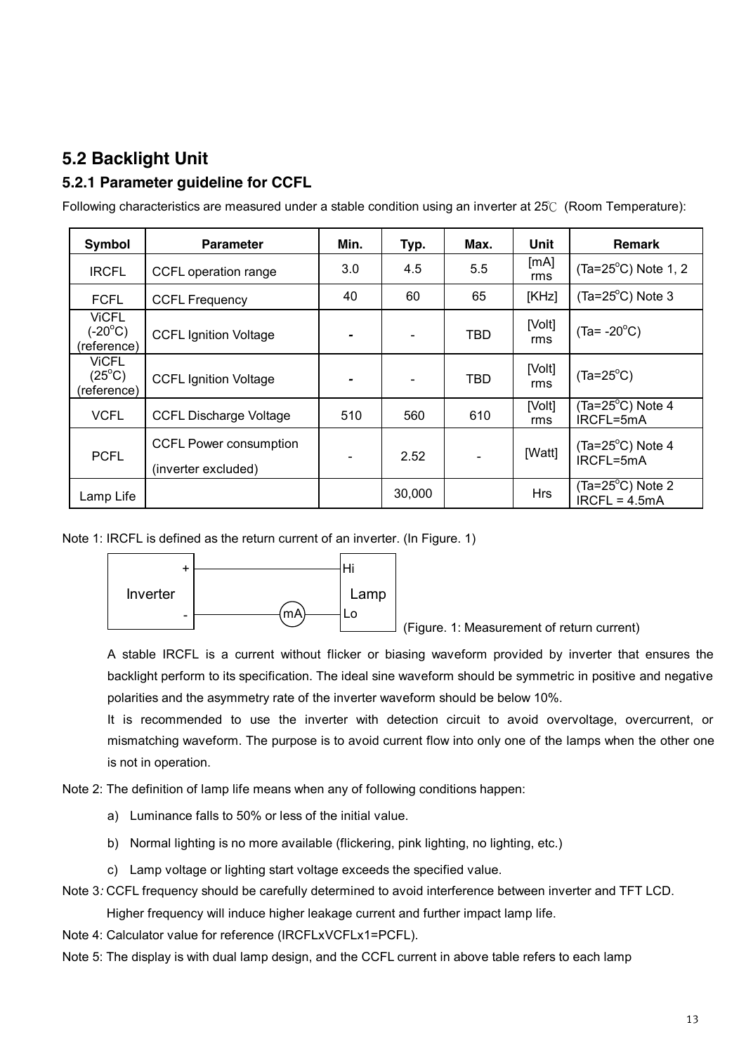## 5.2 Backlight Unit

### 5.2.1 Parameter guideline for CCFL

Following characteristics are measured under a stable condition using an inverter at 25℃ (Room Temperature):

| Symbol | Parameter | Min. | Typ. | Max. | Unit | Remark |
|---|---|---|---|---|---|---|
| IRCFL | CCFL operation range | 3.0 | 4.5 | 5.5 | [mA] rms | (Ta=25°C) Note 1, 2 |
| FCFL | CCFL Frequency | 40 | 60 | 65 | [KHz] | (Ta=25°C) Note 3 |
| ViCFL (-20°C) (reference) | CCFL Ignition Voltage | - | - | TBD | [Volt] rms | (Ta= -20°C) |
| ViCFL (25°C) (reference) | CCFL Ignition Voltage | - | - | TBD | [Volt] rms | (Ta=25°C) |
| VCFL | CCFL Discharge Voltage | 510 | 560 | 610 | [Volt] rms | (Ta=25°C) Note 4 IRCFL=5mA |
| PCFL | CCFL Power consumption (inverter excluded) | - | 2.52 | - | [Watt] | (Ta=25°C) Note 4 IRCFL=5mA |
| Lamp Life | | | 30,000 | | Hrs | (Ta=25°C) Note 2 IRCFL = 4.5mA |

Note 1: IRCFL is defined as the return current of an inverter. (In Figure. 1)

```
+-----------+                    +--------+
|         + |--------------------| Hi     |
| Inverter  |                    |  Lamp  |
|         - |--------(mA)--------| Lo     |
+-----------+                    +--------+
```

(Figure. 1: Measurement of return current)

A stable IRCFL is a current without flicker or biasing waveform provided by inverter that ensures the backlight perform to its specification. The ideal sine waveform should be symmetric in positive and negative polarities and the asymmetry rate of the inverter waveform should be below 10%.

It is recommended to use the inverter with detection circuit to avoid overvoltage, overcurrent, or mismatching waveform. The purpose is to avoid current flow into only one of the lamps when the other one is not in operation.

Note 2: The definition of lamp life means when any of following conditions happen:

a) Luminance falls to 50% or less of the initial value.

b) Normal lighting is no more available (flickering, pink lighting, no lighting, etc.)

c) Lamp voltage or lighting start voltage exceeds the specified value.

Note 3: CCFL frequency should be carefully determined to avoid interference between inverter and TFT LCD. Higher frequency will induce higher leakage current and further impact lamp life.

Note 4: Calculator value for reference (IRCFLxVCFLx1=PCFL).

Note 5: The display is with dual lamp design, and the CCFL current in above table refers to each lamp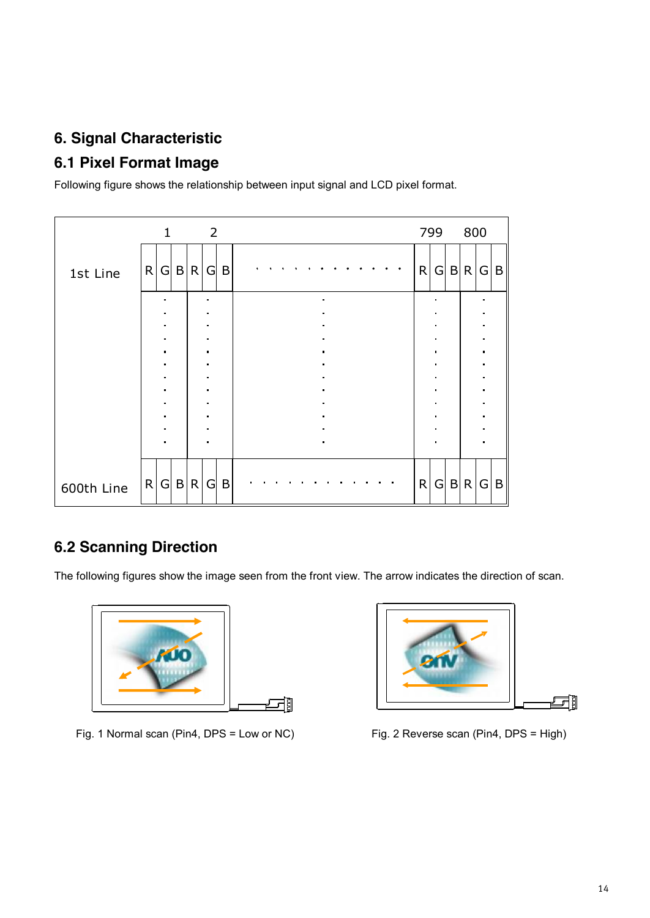# 6. Signal Characteristic

## 6.1 Pixel Format Image

Following figure shows the relationship between input signal and LCD pixel format.

| | 1 | | | 2 | | | | 799 | | | 800 | | |
|---|---|---|---|---|---|---|---|---|---|---|---|---|---|
| 1st Line | R | G | B | R | G | B | · · · · · · · · · · · · | R | G | B | R | G | B |
| | · | | | · | | | · | · | | | · | | |
| 600th Line | R | G | B | R | G | B | · · · · · · · · · · · · | R | G | B | R | G | B |

## 6.2 Scanning Direction

The following figures show the image seen from the front view. The arrow indicates the direction of scan.

Fig. 1 Normal scan (Pin4, DPS = Low or NC)

Fig. 2 Reverse scan (Pin4, DPS = High)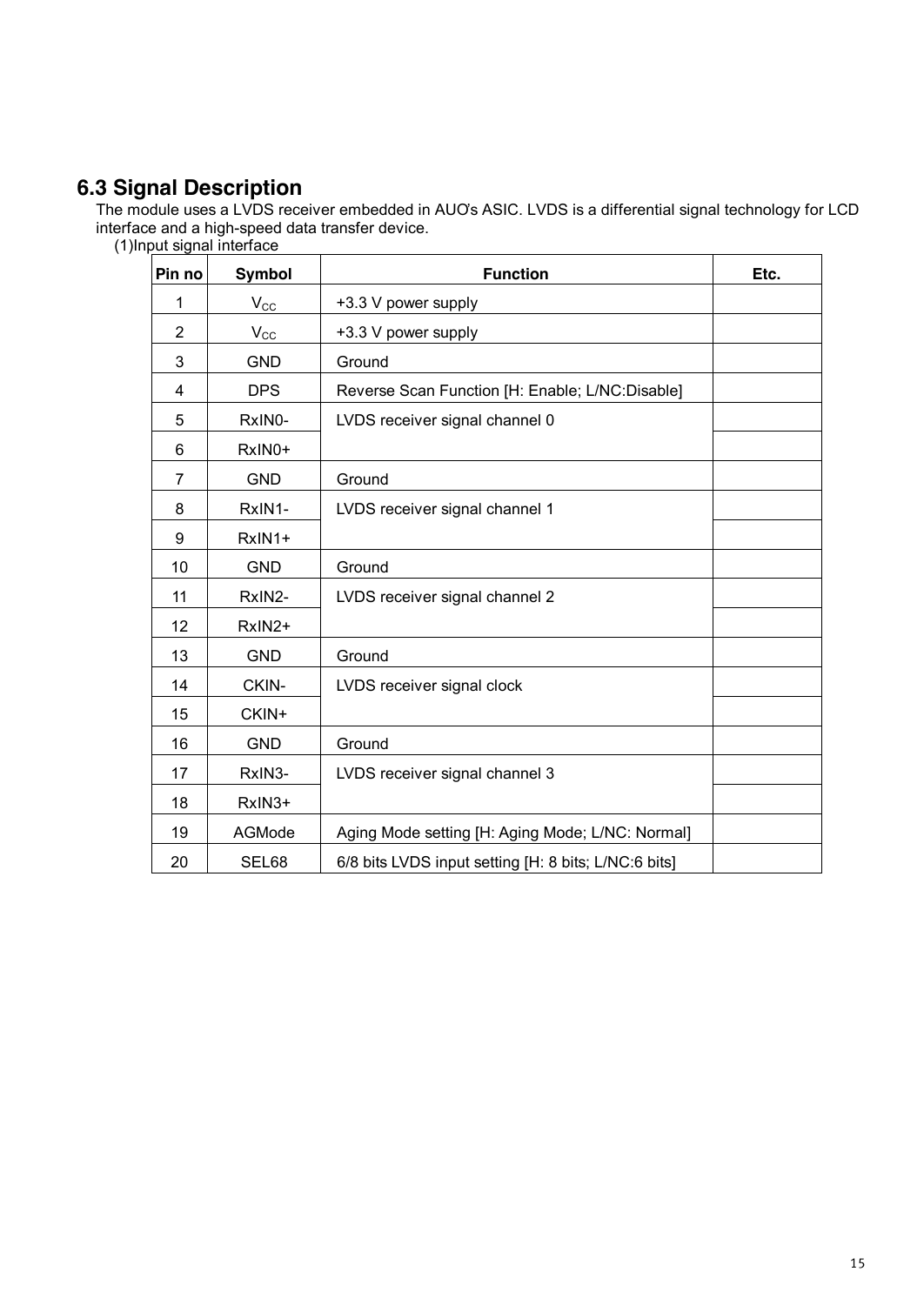## 6.3 Signal Description

The module uses a LVDS receiver embedded in AUO's ASIC. LVDS is a differential signal technology for LCD interface and a high-speed data transfer device.

(1)Input signal interface

| Pin no | Symbol | Function | Etc. |
|---|---|---|---|
| 1 | $V_{CC}$ | +3.3 V power supply | |
| 2 | $V_{CC}$ | +3.3 V power supply | |
| 3 | GND | Ground | |
| 4 | DPS | Reverse Scan Function [H: Enable; L/NC:Disable] | |
| 5 | RxIN0- | LVDS receiver signal channel 0 | |
| 6 | RxIN0+ | | |
| 7 | GND | Ground | |
| 8 | RxIN1- | LVDS receiver signal channel 1 | |
| 9 | RxIN1+ | | |
| 10 | GND | Ground | |
| 11 | RxIN2- | LVDS receiver signal channel 2 | |
| 12 | RxIN2+ | | |
| 13 | GND | Ground | |
| 14 | CKIN- | LVDS receiver signal clock | |
| 15 | CKIN+ | | |
| 16 | GND | Ground | |
| 17 | RxIN3- | LVDS receiver signal channel 3 | |
| 18 | RxIN3+ | | |
| 19 | AGMode | Aging Mode setting [H: Aging Mode; L/NC: Normal] | |
| 20 | SEL68 | 6/8 bits LVDS input setting [H: 8 bits; L/NC:6 bits] | |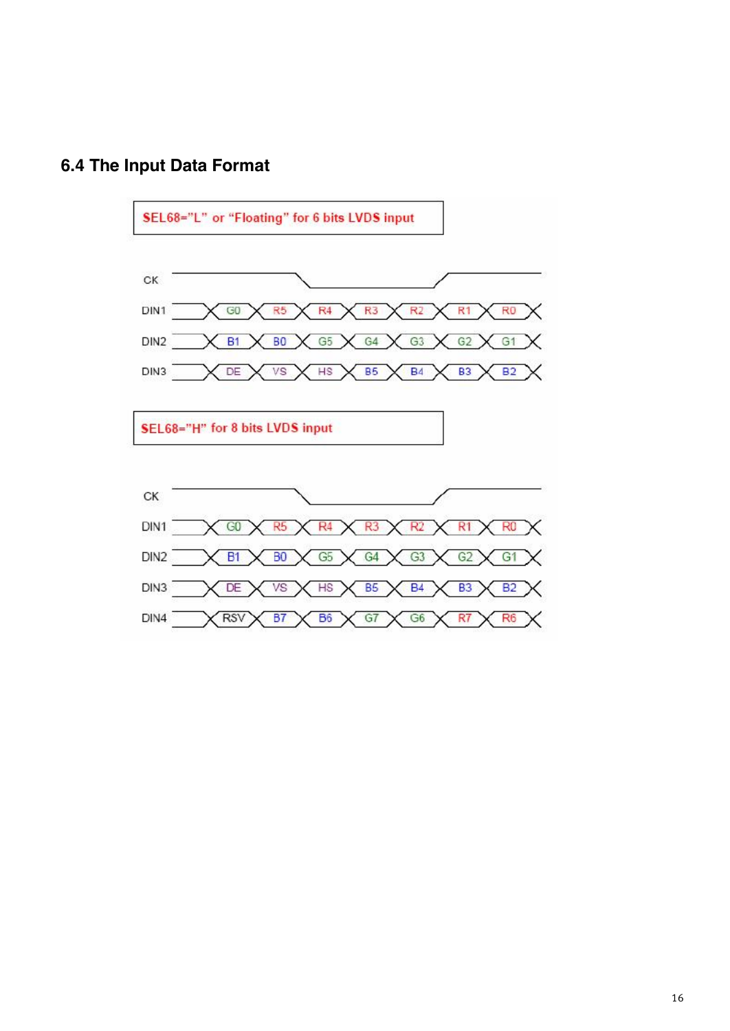## 6.4 The Input Data Format

SEL68="L" or "Floating" for 6 bits LVDS input

| Signal | | | | | | | |
|---|---|---|---|---|---|---|---|
| DIN1 | G0 | R5 | R4 | R3 | R2 | R1 | R0 |
| DIN2 | B1 | B0 | G5 | G4 | G3 | G2 | G1 |
| DIN3 | DE | VS | HS | B5 | B4 | B3 | B2 |

SEL68="H" for 8 bits LVDS input

| Signal | | | | | | | |
|---|---|---|---|---|---|---|---|
| DIN1 | G0 | R5 | R4 | R3 | R2 | R1 | R0 |
| DIN2 | B1 | B0 | G5 | G4 | G3 | G2 | G1 |
| DIN3 | DE | VS | HS | B5 | B4 | B3 | B2 |
| DIN4 | RSV | B7 | B6 | G7 | G6 | R7 | R6 |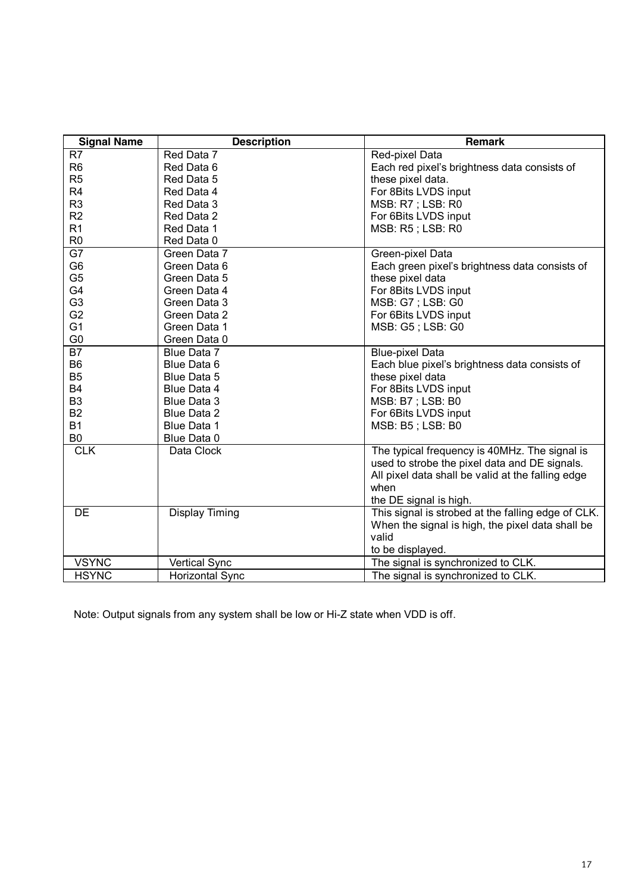| Signal Name | Description | Remark |
|---|---|---|
| R7 | Red Data 7 | Red-pixel Data |
| R6 | Red Data 6 | Each red pixel's brightness data consists of |
| R5 | Red Data 5 | these pixel data. |
| R4 | Red Data 4 | For 8Bits LVDS input |
| R3 | Red Data 3 | MSB: R7 ; LSB: R0 |
| R2 | Red Data 2 | For 6Bits LVDS input |
| R1 | Red Data 1 | MSB: R5 ; LSB: R0 |
| R0 | Red Data 0 | |
| G7 | Green Data 7 | Green-pixel Data |
| G6 | Green Data 6 | Each green pixel's brightness data consists of |
| G5 | Green Data 5 | these pixel data |
| G4 | Green Data 4 | For 8Bits LVDS input |
| G3 | Green Data 3 | MSB: G7 ; LSB: G0 |
| G2 | Green Data 2 | For 6Bits LVDS input |
| G1 | Green Data 1 | MSB: G5 ; LSB: G0 |
| G0 | Green Data 0 | |
| B7 | Blue Data 7 | Blue-pixel Data |
| B6 | Blue Data 6 | Each blue pixel's brightness data consists of |
| B5 | Blue Data 5 | these pixel data |
| B4 | Blue Data 4 | For 8Bits LVDS input |
| B3 | Blue Data 3 | MSB: B7 ; LSB: B0 |
| B2 | Blue Data 2 | For 6Bits LVDS input |
| B1 | Blue Data 1 | MSB: B5 ; LSB: B0 |
| B0 | Blue Data 0 | |
| CLK | Data Clock | The typical frequency is 40MHz. The signal is used to strobe the pixel data and DE signals. All pixel data shall be valid at the falling edge when the DE signal is high. |
| DE | Display Timing | This signal is strobed at the falling edge of CLK. When the signal is high, the pixel data shall be valid to be displayed. |
| VSYNC | Vertical Sync | The signal is synchronized to CLK. |
| HSYNC | Horizontal Sync | The signal is synchronized to CLK. |

Note: Output signals from any system shall be low or Hi-Z state when VDD is off.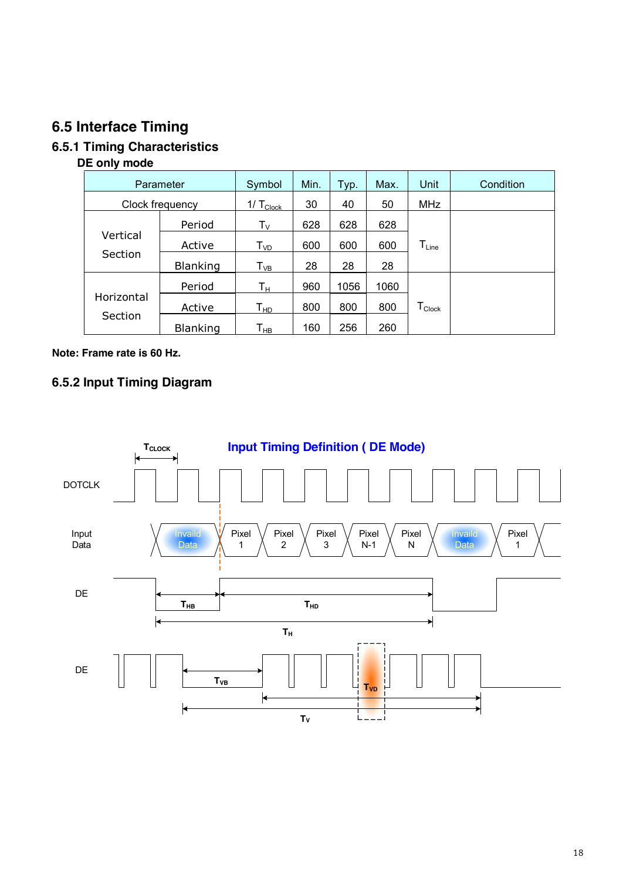## 6.5 Interface Timing

### 6.5.1 Timing Characteristics

**DE only mode**

| Parameter | | Symbol | Min. | Typ. | Max. | Unit | Condition |
|---|---|---|---|---|---|---|---|
| Clock frequency | | $1/T_{Clock}$ | 30 | 40 | 50 | MHz | |
| Vertical Section | Period | $T_V$ | 628 | 628 | 628 | $T_{Line}$ | |
| | Active | $T_{VD}$ | 600 | 600 | 600 | | |
| | Blanking | $T_{VB}$ | 28 | 28 | 28 | | |
| Horizontal Section | Period | $T_H$ | 960 | 1056 | 1060 | $T_{Clock}$ | |
| | Active | $T_{HD}$ | 800 | 800 | 800 | | |
| | Blanking | $T_{HB}$ | 160 | 256 | 260 | | |

**Note: Frame rate is 60 Hz.**

### 6.5.2 Input Timing Diagram

**Input Timing Definition ( DE Mode)**

$T_{CLOCK}$

DOTCLK

Input Data: Invaild Data | Pixel 1 | Pixel 2 | Pixel 3 | Pixel N-1 | Pixel N | Invaild Data | Pixel 1

DE: $T_{HB}$, $T_{HD}$, $T_H$

DE: $T_{VB}$, $T_{VD}$, $T_V$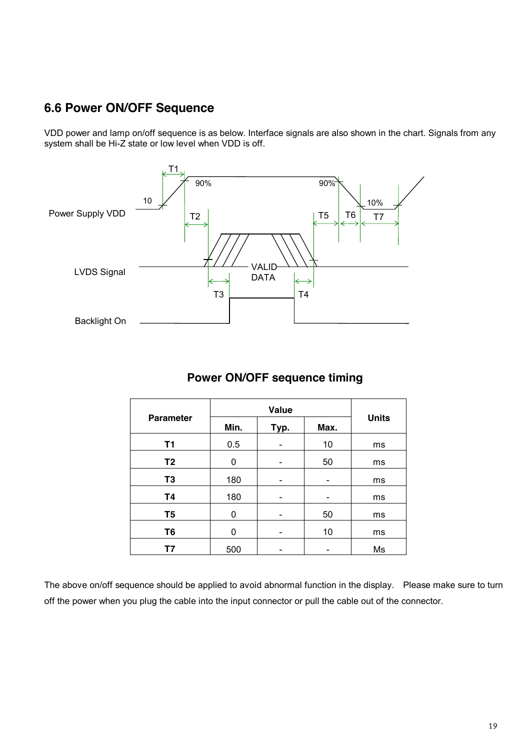## 6.6 Power ON/OFF Sequence

VDD power and lamp on/off sequence is as below. Interface signals are also shown in the chart. Signals from any system shall be Hi-Z state or low level when VDD is off.

### Power ON/OFF sequence timing

| Parameter | Value | | | Units |
|---|---|---|---|---|
| | Min. | Typ. | Max. | |
| **T1** | 0.5 | - | 10 | ms |
| **T2** | 0 | - | 50 | ms |
| **T3** | 180 | - | - | ms |
| **T4** | 180 | - | - | ms |
| **T5** | 0 | - | 50 | ms |
| **T6** | 0 | - | 10 | ms |
| **T7** | 500 | - | - | Ms |

The above on/off sequence should be applied to avoid abnormal function in the display. Please make sure to turn off the power when you plug the cable into the input connector or pull the cable out of the connector.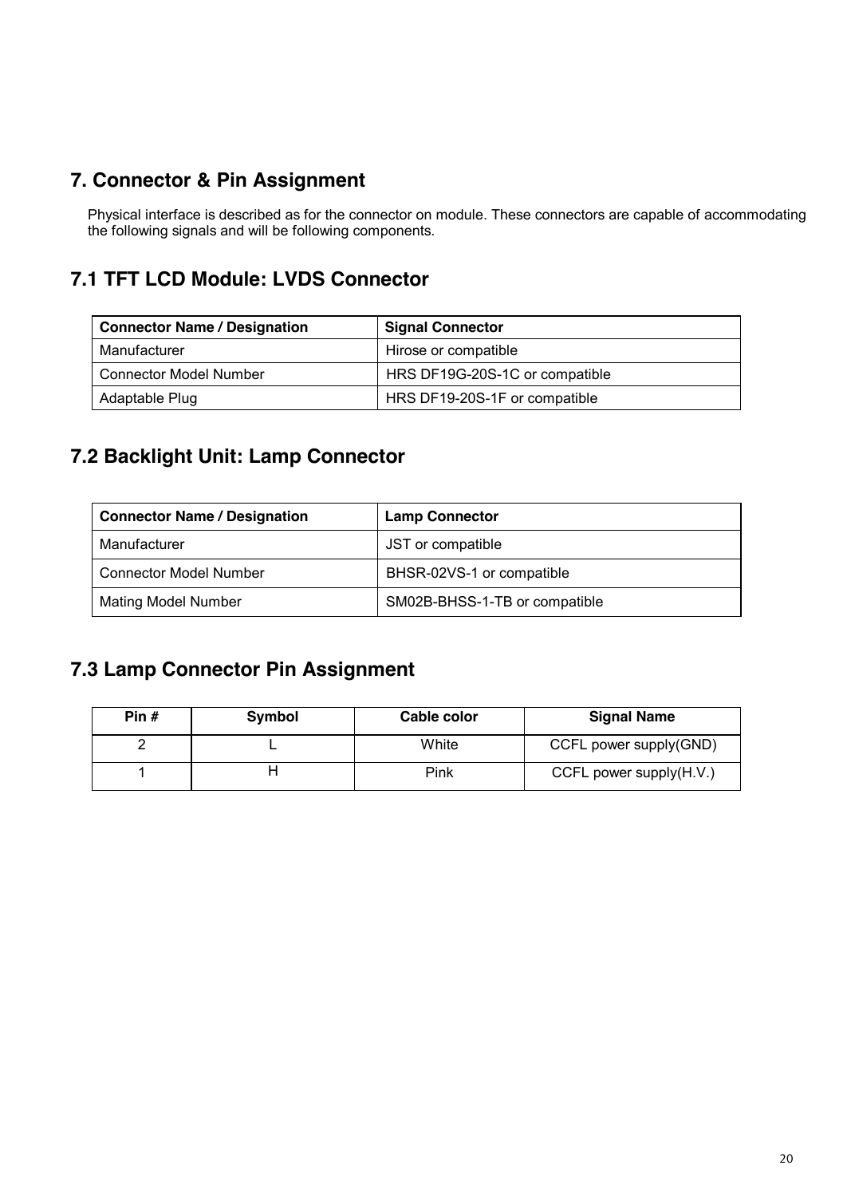## 7. Connector & Pin Assignment

Physical interface is described as for the connector on module. These connectors are capable of accommodating the following signals and will be following components.

## 7.1 TFT LCD Module: LVDS Connector

| Connector Name / Designation | Signal Connector |
|---|---|
| Manufacturer | Hirose or compatible |
| Connector Model Number | HRS DF19G-20S-1C or compatible |
| Adaptable Plug | HRS DF19-20S-1F or compatible |

## 7.2 Backlight Unit: Lamp Connector

| Connector Name / Designation | Lamp Connector |
|---|---|
| Manufacturer | JST or compatible |
| Connector Model Number | BHSR-02VS-1 or compatible |
| Mating Model Number | SM02B-BHSS-1-TB or compatible |

## 7.3 Lamp Connector Pin Assignment

| Pin # | Symbol | Cable color | Signal Name |
|---|---|---|---|
| 2 | L | White | CCFL power supply(GND) |
| 1 | H | Pink | CCFL power supply(H.V.) |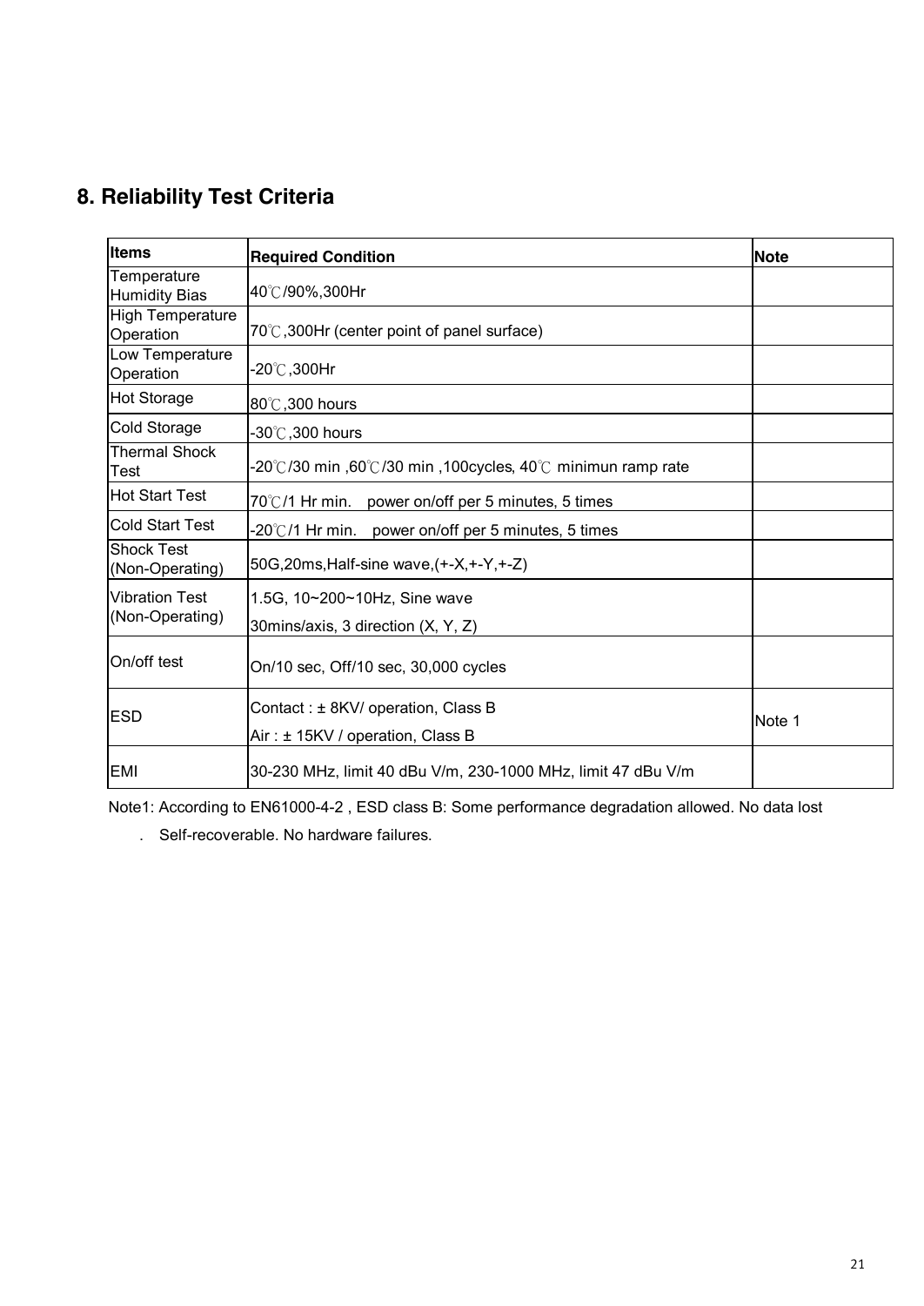## 8. Reliability Test Criteria

| Items | Required Condition | Note |
|---|---|---|
| Temperature Humidity Bias | 40℃/90%,300Hr | |
| High Temperature Operation | 70℃,300Hr (center point of panel surface) | |
| Low Temperature Operation | -20℃,300Hr | |
| Hot Storage | 80℃,300 hours | |
| Cold Storage | -30℃,300 hours | |
| Thermal Shock Test | -20℃/30 min ,60℃/30 min ,100cycles, 40℃ minimun ramp rate | |
| Hot Start Test | 70℃/1 Hr min. power on/off per 5 minutes, 5 times | |
| Cold Start Test | -20℃/1 Hr min. power on/off per 5 minutes, 5 times | |
| Shock Test (Non-Operating) | 50G,20ms,Half-sine wave,(+-X,+-Y,+-Z) | |
| Vibration Test (Non-Operating) | 1.5G, 10~200~10Hz, Sine wave<br>30mins/axis, 3 direction (X, Y, Z) | |
| On/off test | On/10 sec, Off/10 sec, 30,000 cycles | |
| ESD | Contact : ± 8KV/ operation, Class B<br>Air : ± 15KV / operation, Class B | Note 1 |
| EMI | 30-230 MHz, limit 40 dBu V/m, 230-1000 MHz, limit 47 dBu V/m | |

Note1: According to EN61000-4-2 , ESD class B: Some performance degradation allowed. No data lost

. Self-recoverable. No hardware failures.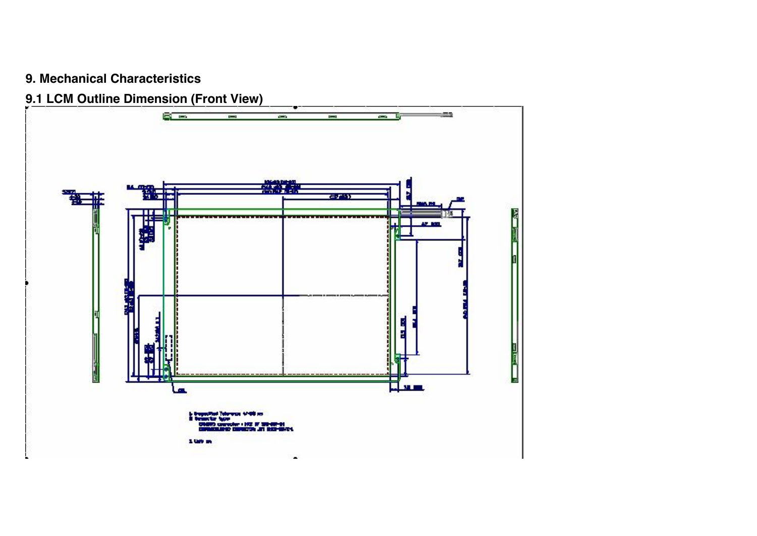# 9. Mechanical Characteristics

## 9.1 LCM Outline Dimension (Front View)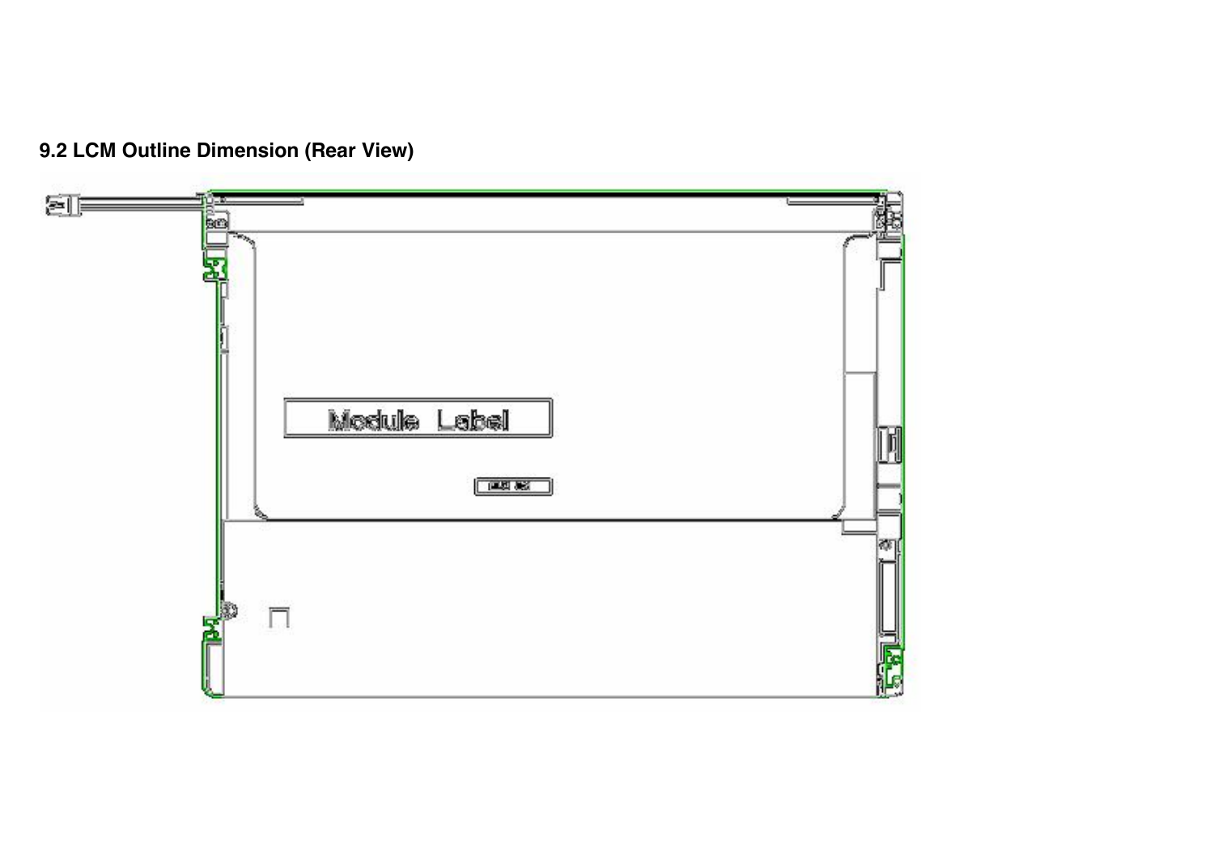## 9.2 LCM Outline Dimension (Rear View)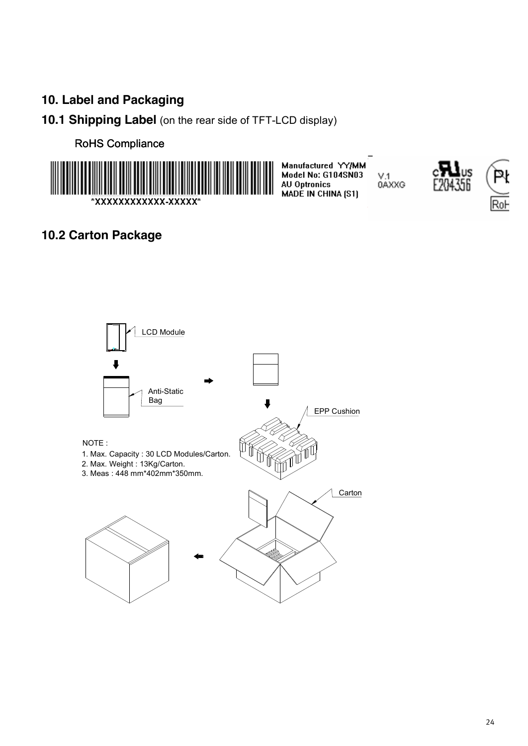# 10. Label and Packaging

## 10.1 Shipping Label (on the rear side of TFT-LCD display)

RoHS Compliance

*XXXXXXXXXXXX-XXXXX*

Manufactured YY/MM
Model No: G104SN03
AU Optronics
MADE IN CHINA (S1)

V.1
0AXXG

E204356

## 10.2 Carton Package

LCD Module

Anti-Static Bag

EPP Cushion

Carton

NOTE :

1. Max. Capacity : 30 LCD Modules/Carton.
2. Max. Weight : 13Kg/Carton.
3. Meas : 448 mm*402mm*350mm.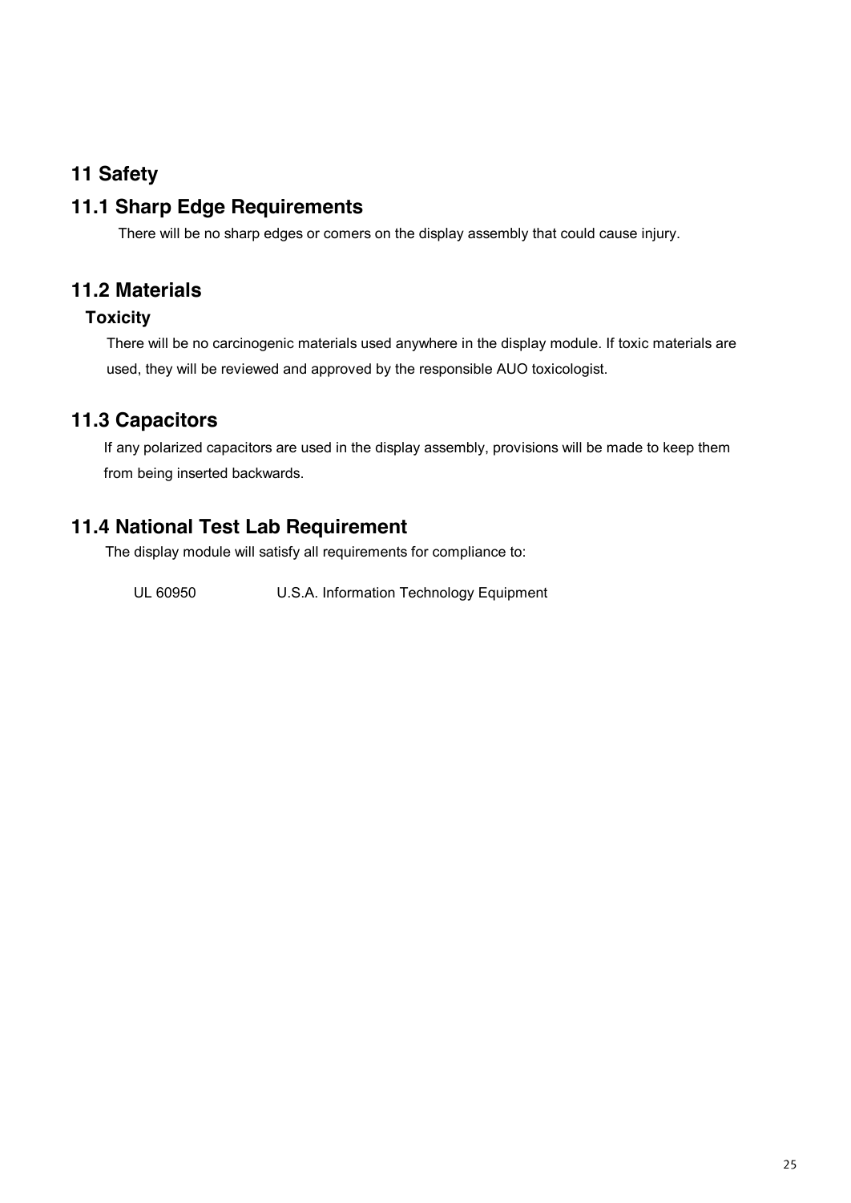# 11 Safety

## 11.1 Sharp Edge Requirements

There will be no sharp edges or comers on the display assembly that could cause injury.

## 11.2 Materials

### Toxicity

There will be no carcinogenic materials used anywhere in the display module. If toxic materials are used, they will be reviewed and approved by the responsible AUO toxicologist.

## 11.3 Capacitors

If any polarized capacitors are used in the display assembly, provisions will be made to keep them from being inserted backwards.

## 11.4 National Test Lab Requirement

The display module will satisfy all requirements for compliance to:

| | |
|---|---|
| UL 60950 | U.S.A. Information Technology Equipment |